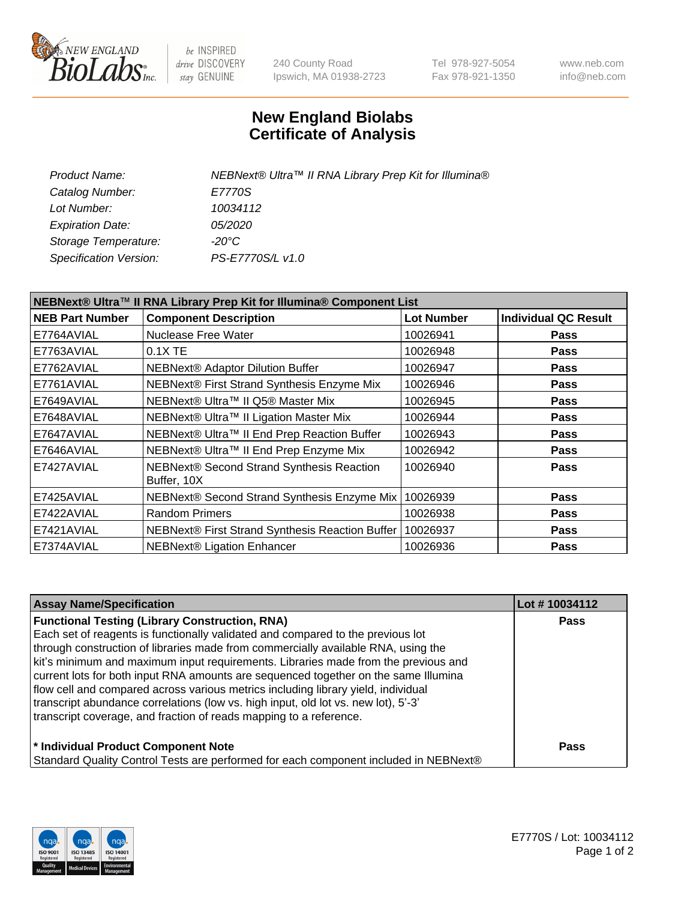# New England Biolabs Certificate of Analysis

| | |
|---|---|
| *Product Name:* | *NEBNext® Ultra™ II RNA Library Prep Kit for Illumina®* |
| *Catalog Number:* | *E7770S* |
| *Lot Number:* | *10034112* |
| *Expiration Date:* | *05/2020* |
| *Storage Temperature:* | *-20°C* |
| *Specification Version:* | *PS-E7770S/L v1.0* |

**NEBNext® Ultra™ II RNA Library Prep Kit for Illumina® Component List**

| NEB Part Number | Component Description | Lot Number | Individual QC Result |
|---|---|---|---|
| E7764AVIAL | Nuclease Free Water | 10026941 | Pass |
| E7763AVIAL | 0.1X TE | 10026948 | Pass |
| E7762AVIAL | NEBNext® Adaptor Dilution Buffer | 10026947 | Pass |
| E7761AVIAL | NEBNext® First Strand Synthesis Enzyme Mix | 10026946 | Pass |
| E7649AVIAL | NEBNext® Ultra™ II Q5® Master Mix | 10026945 | Pass |
| E7648AVIAL | NEBNext® Ultra™ II Ligation Master Mix | 10026944 | Pass |
| E7647AVIAL | NEBNext® Ultra™ II End Prep Reaction Buffer | 10026943 | Pass |
| E7646AVIAL | NEBNext® Ultra™ II End Prep Enzyme Mix | 10026942 | Pass |
| E7427AVIAL | NEBNext® Second Strand Synthesis Reaction Buffer, 10X | 10026940 | Pass |
| E7425AVIAL | NEBNext® Second Strand Synthesis Enzyme Mix | 10026939 | Pass |
| E7422AVIAL | Random Primers | 10026938 | Pass |
| E7421AVIAL | NEBNext® First Strand Synthesis Reaction Buffer | 10026937 | Pass |
| E7374AVIAL | NEBNext® Ligation Enhancer | 10026936 | Pass |

| Assay Name/Specification | Lot # 10034112 |
|---|---|
| **Functional Testing (Library Construction, RNA)**<br>Each set of reagents is functionally validated and compared to the previous lot through construction of libraries made from commercially available RNA, using the kit's minimum and maximum input requirements. Libraries made from the previous and current lots for both input RNA amounts are sequenced together on the same Illumina flow cell and compared across various metrics including library yield, individual transcript abundance correlations (low vs. high input, old lot vs. new lot), 5'-3' transcript coverage, and fraction of reads mapping to a reference. | Pass |
| **\* Individual Product Component Note**<br>Standard Quality Control Tests are performed for each component included in NEBNext® | Pass |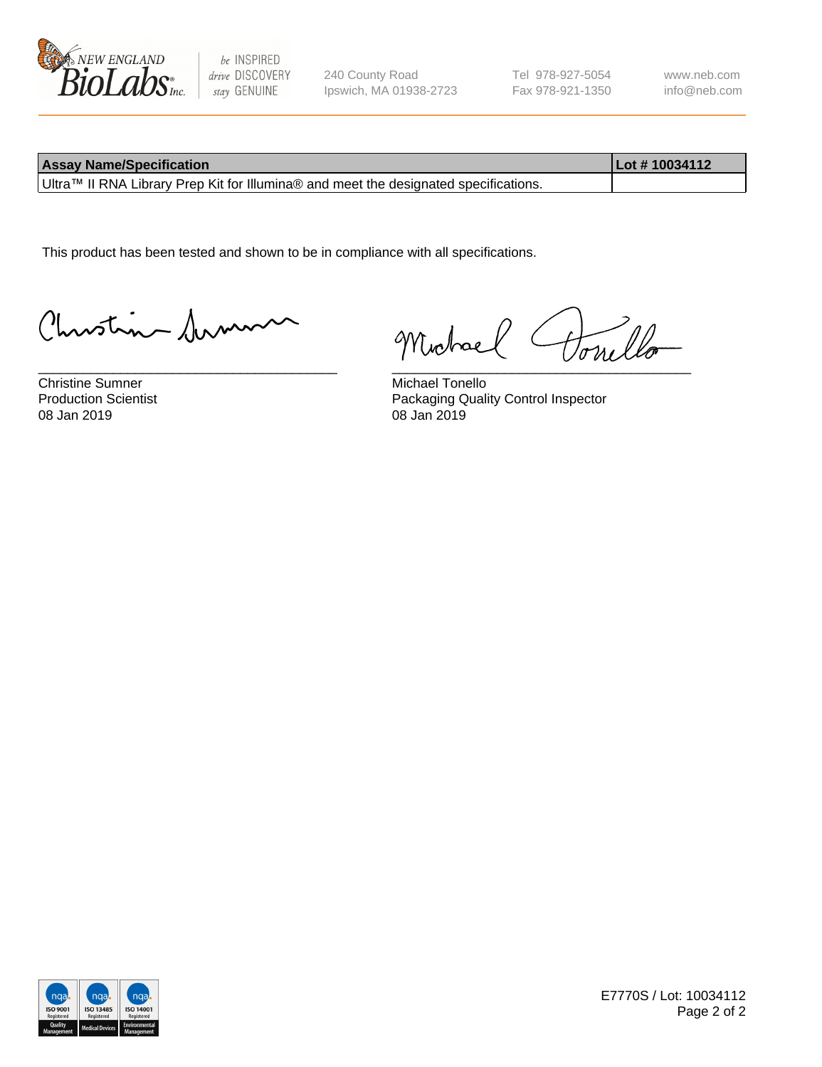| Assay Name/Specification | Lot # 10034112 |
| --- | --- |
| Ultra™ II RNA Library Prep Kit for Illumina® and meet the designated specifications. | |

This product has been tested and shown to be in compliance with all specifications.

Christine Sumner
Production Scientist
08 Jan 2019

Michael Tonello
Packaging Quality Control Inspector
08 Jan 2019

E7770S / Lot: 10034112